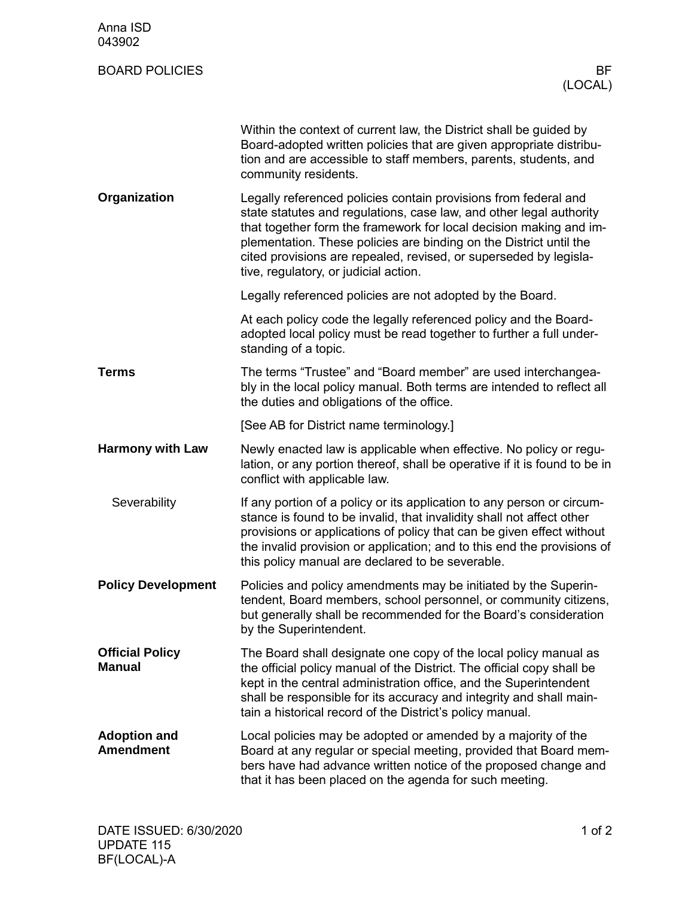Within the context of current law, the District shall be guided by Board-adopted written policies that are given appropriate distribution and are accessible to staff members, parents, students, and community residents.

## Organization

Legally referenced policies contain provisions from federal and state statutes and regulations, case law, and other legal authority that together form the framework for local decision making and implementation. These policies are binding on the District until the cited provisions are repealed, revised, or superseded by legislative, regulatory, or judicial action.

Legally referenced policies are not adopted by the Board.

At each policy code the legally referenced policy and the Board-adopted local policy must be read together to further a full understanding of a topic.

## Terms

The terms "Trustee" and "Board member" are used interchangeably in the local policy manual. Both terms are intended to reflect all the duties and obligations of the office.

[See AB for District name terminology.]

## Harmony with Law

Newly enacted law is applicable when effective. No policy or regulation, or any portion thereof, shall be operative if it is found to be in conflict with applicable law.

### Severability

If any portion of a policy or its application to any person or circumstance is found to be invalid, that invalidity shall not affect other provisions or applications of policy that can be given effect without the invalid provision or application; and to this end the provisions of this policy manual are declared to be severable.

## Policy Development

Policies and policy amendments may be initiated by the Superintendent, Board members, school personnel, or community citizens, but generally shall be recommended for the Board's consideration by the Superintendent.

## Official Policy Manual

The Board shall designate one copy of the local policy manual as the official policy manual of the District. The official copy shall be kept in the central administration office, and the Superintendent shall be responsible for its accuracy and integrity and shall maintain a historical record of the District's policy manual.

## Adoption and Amendment

Local policies may be adopted or amended by a majority of the Board at any regular or special meeting, provided that Board members have had advance written notice of the proposed change and that it has been placed on the agenda for such meeting.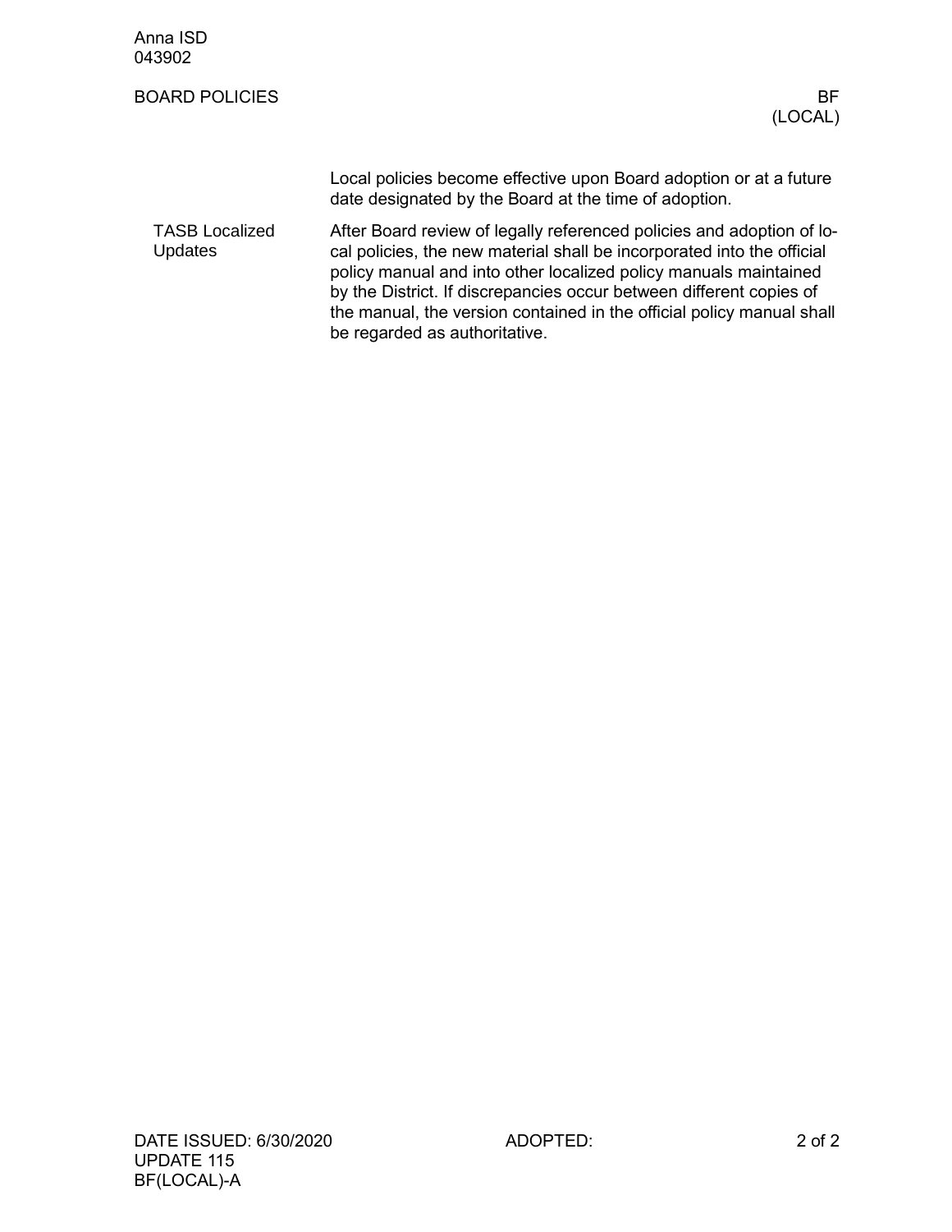Local policies become effective upon Board adoption or at a future date designated by the Board at the time of adoption.

## TASB Localized Updates

After Board review of legally referenced policies and adoption of local policies, the new material shall be incorporated into the official policy manual and into other localized policy manuals maintained by the District. If discrepancies occur between different copies of the manual, the version contained in the official policy manual shall be regarded as authoritative.